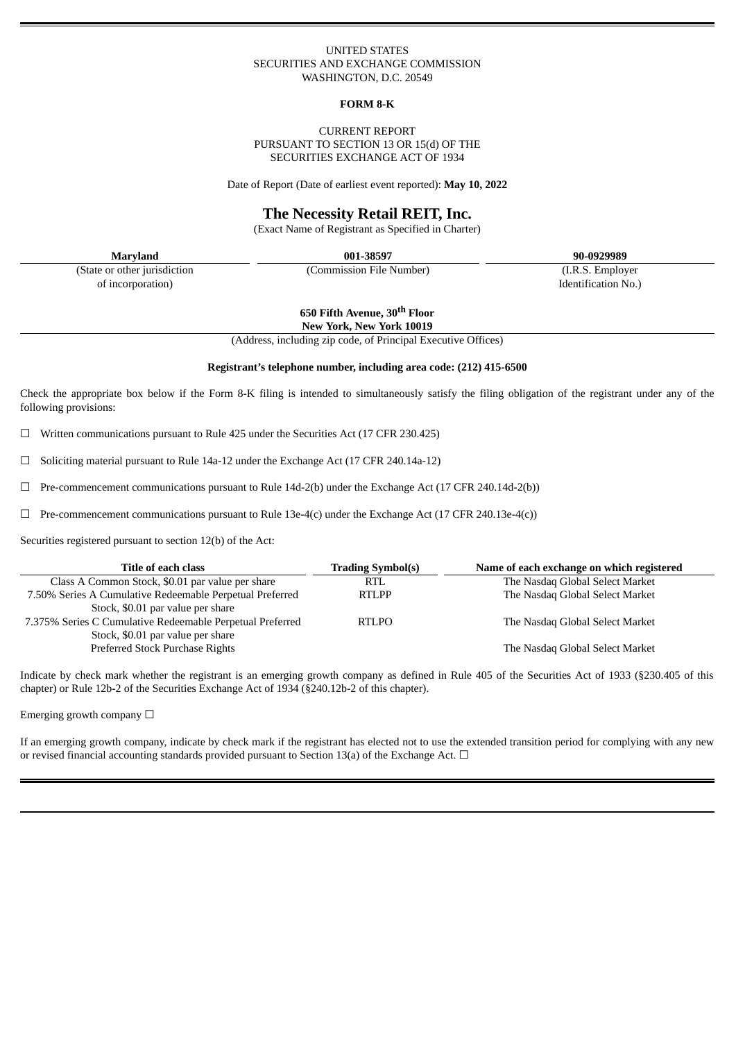UNITED STATES
SECURITIES AND EXCHANGE COMMISSION
WASHINGTON, D.C. 20549

**FORM 8-K**

CURRENT REPORT
PURSUANT TO SECTION 13 OR 15(d) OF THE
SECURITIES EXCHANGE ACT OF 1934

Date of Report (Date of earliest event reported): **May 10, 2022**

# The Necessity Retail REIT, Inc.

(Exact Name of Registrant as Specified in Charter)

| **Maryland** | **001-38597** | **90-0929989** |
|---|---|---|
| (State or other jurisdiction of incorporation) | (Commission File Number) | (I.R.S. Employer Identification No.) |

**650 Fifth Avenue, 30th Floor**
**New York, New York 10019**
(Address, including zip code, of Principal Executive Offices)

**Registrant's telephone number, including area code: (212) 415-6500**

Check the appropriate box below if the Form 8-K filing is intended to simultaneously satisfy the filing obligation of the registrant under any of the following provisions:

☐ Written communications pursuant to Rule 425 under the Securities Act (17 CFR 230.425)

☐ Soliciting material pursuant to Rule 14a-12 under the Exchange Act (17 CFR 240.14a-12)

☐ Pre-commencement communications pursuant to Rule 14d-2(b) under the Exchange Act (17 CFR 240.14d-2(b))

☐ Pre-commencement communications pursuant to Rule 13e-4(c) under the Exchange Act (17 CFR 240.13e-4(c))

Securities registered pursuant to section 12(b) of the Act:

| Title of each class | Trading Symbol(s) | Name of each exchange on which registered |
|---|---|---|
| Class A Common Stock, $0.01 par value per share | RTL | The Nasdaq Global Select Market |
| 7.50% Series A Cumulative Redeemable Perpetual Preferred Stock, $0.01 par value per share | RTLPP | The Nasdaq Global Select Market |
| 7.375% Series C Cumulative Redeemable Perpetual Preferred Stock, $0.01 par value per share | RTLPO | The Nasdaq Global Select Market |
| Preferred Stock Purchase Rights | | The Nasdaq Global Select Market |

Indicate by check mark whether the registrant is an emerging growth company as defined in Rule 405 of the Securities Act of 1933 (§230.405 of this chapter) or Rule 12b-2 of the Securities Exchange Act of 1934 (§240.12b-2 of this chapter).

Emerging growth company ☐

If an emerging growth company, indicate by check mark if the registrant has elected not to use the extended transition period for complying with any new or revised financial accounting standards provided pursuant to Section 13(a) of the Exchange Act. ☐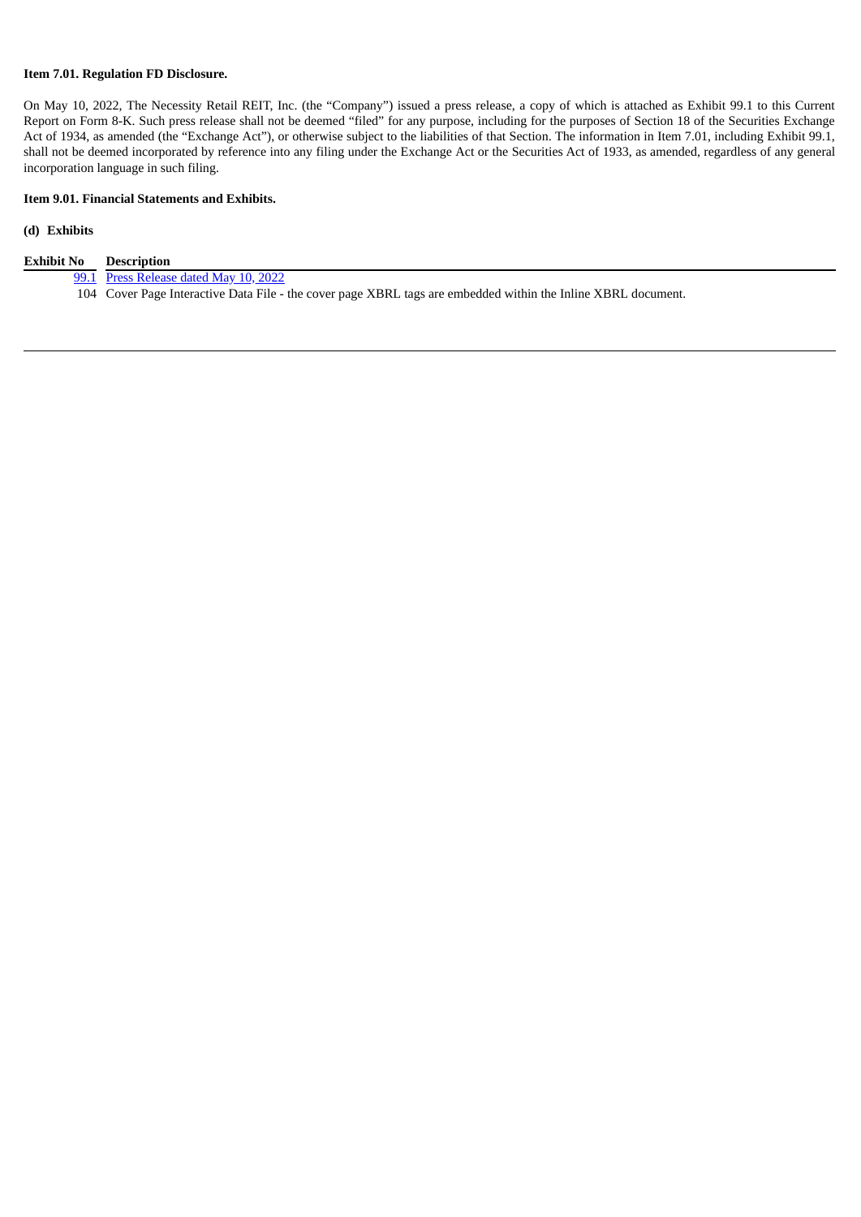**Item 7.01. Regulation FD Disclosure.**

On May 10, 2022, The Necessity Retail REIT, Inc. (the "Company") issued a press release, a copy of which is attached as Exhibit 99.1 to this Current Report on Form 8-K. Such press release shall not be deemed "filed" for any purpose, including for the purposes of Section 18 of the Securities Exchange Act of 1934, as amended (the "Exchange Act"), or otherwise subject to the liabilities of that Section. The information in Item 7.01, including Exhibit 99.1, shall not be deemed incorporated by reference into any filing under the Exchange Act or the Securities Act of 1933, as amended, regardless of any general incorporation language in such filing.

**Item 9.01. Financial Statements and Exhibits.**

**(d) Exhibits**

| Exhibit No | Description |
|---|---|
| 99.1 | Press Release dated May 10, 2022 |
| 104 | Cover Page Interactive Data File - the cover page XBRL tags are embedded within the Inline XBRL document. |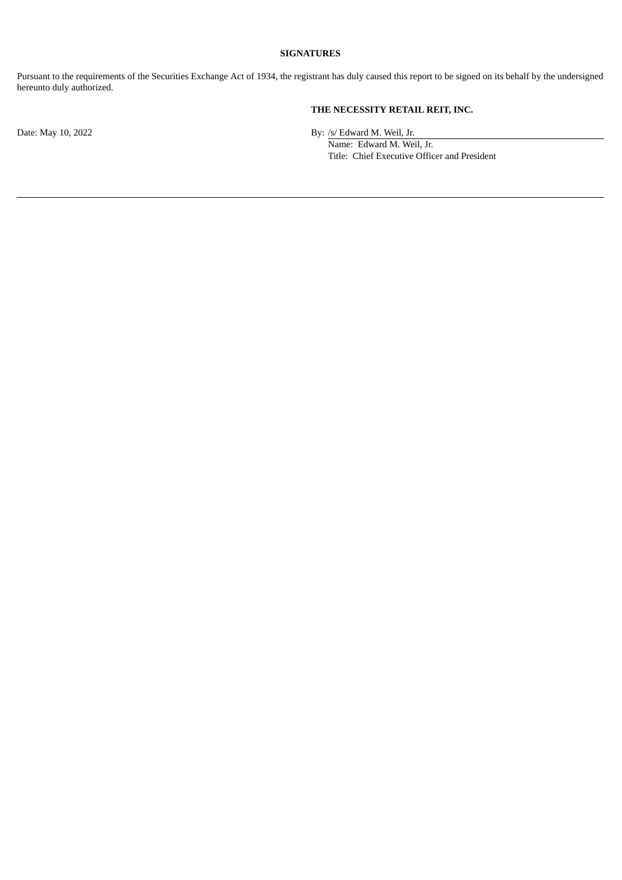**SIGNATURES**

Pursuant to the requirements of the Securities Exchange Act of 1934, the registrant has duly caused this report to be signed on its behalf by the undersigned hereunto duly authorized.

**THE NECESSITY RETAIL REIT, INC.**

Date: May 10, 2022

By: /s/ Edward M. Weil, Jr.
Name: Edward M. Weil, Jr.
Title: Chief Executive Officer and President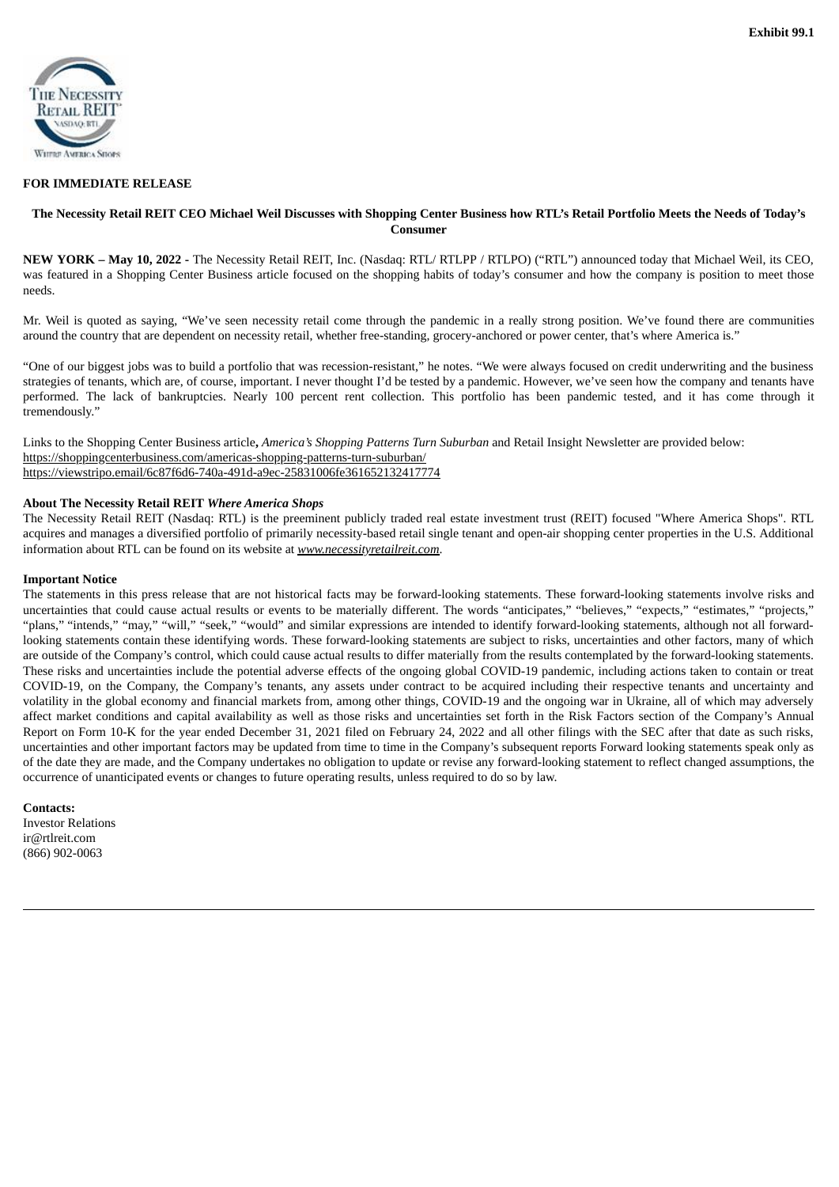Exhibit 99.1

**FOR IMMEDIATE RELEASE**

**The Necessity Retail REIT CEO Michael Weil Discusses with Shopping Center Business how RTL's Retail Portfolio Meets the Needs of Today's Consumer**

**NEW YORK – May 10, 2022** - The Necessity Retail REIT, Inc. (Nasdaq: RTL/ RTLPP / RTLPO) ("RTL") announced today that Michael Weil, its CEO, was featured in a Shopping Center Business article focused on the shopping habits of today's consumer and how the company is position to meet those needs.

Mr. Weil is quoted as saying, "We've seen necessity retail come through the pandemic in a really strong position. We've found there are communities around the country that are dependent on necessity retail, whether free-standing, grocery-anchored or power center, that's where America is."

"One of our biggest jobs was to build a portfolio that was recession-resistant," he notes. "We were always focused on credit underwriting and the business strategies of tenants, which are, of course, important. I never thought I'd be tested by a pandemic. However, we've seen how the company and tenants have performed. The lack of bankruptcies. Nearly 100 percent rent collection. This portfolio has been pandemic tested, and it has come through it tremendously."

Links to the Shopping Center Business article**,** *America's Shopping Patterns Turn Suburban* and Retail Insight Newsletter are provided below:
https://shoppingcenterbusiness.com/americas-shopping-patterns-turn-suburban/
https://viewstripo.email/6c87f6d6-740a-491d-a9ec-25831006fe361652132417774

**About The Necessity Retail REIT *Where America Shops***
The Necessity Retail REIT (Nasdaq: RTL) is the preeminent publicly traded real estate investment trust (REIT) focused "Where America Shops". RTL acquires and manages a diversified portfolio of primarily necessity-based retail single tenant and open-air shopping center properties in the U.S. Additional information about RTL can be found on its website at ***www.necessityretailreit.com***.

**Important Notice**
The statements in this press release that are not historical facts may be forward-looking statements. These forward-looking statements involve risks and uncertainties that could cause actual results or events to be materially different. The words "anticipates," "believes," "expects," "estimates," "projects," "plans," "intends," "may," "will," "seek," "would" and similar expressions are intended to identify forward-looking statements, although not all forward-looking statements contain these identifying words. These forward-looking statements are subject to risks, uncertainties and other factors, many of which are outside of the Company's control, which could cause actual results to differ materially from the results contemplated by the forward-looking statements. These risks and uncertainties include the potential adverse effects of the ongoing global COVID-19 pandemic, including actions taken to contain or treat COVID-19, on the Company, the Company's tenants, any assets under contract to be acquired including their respective tenants and uncertainty and volatility in the global economy and financial markets from, among other things, COVID-19 and the ongoing war in Ukraine, all of which may adversely affect market conditions and capital availability as well as those risks and uncertainties set forth in the Risk Factors section of the Company's Annual Report on Form 10-K for the year ended December 31, 2021 filed on February 24, 2022 and all other filings with the SEC after that date as such risks, uncertainties and other important factors may be updated from time to time in the Company's subsequent reports Forward looking statements speak only as of the date they are made, and the Company undertakes no obligation to update or revise any forward-looking statement to reflect changed assumptions, the occurrence of unanticipated events or changes to future operating results, unless required to do so by law.

**Contacts:**
Investor Relations
ir@rtlreit.com
(866) 902-0063